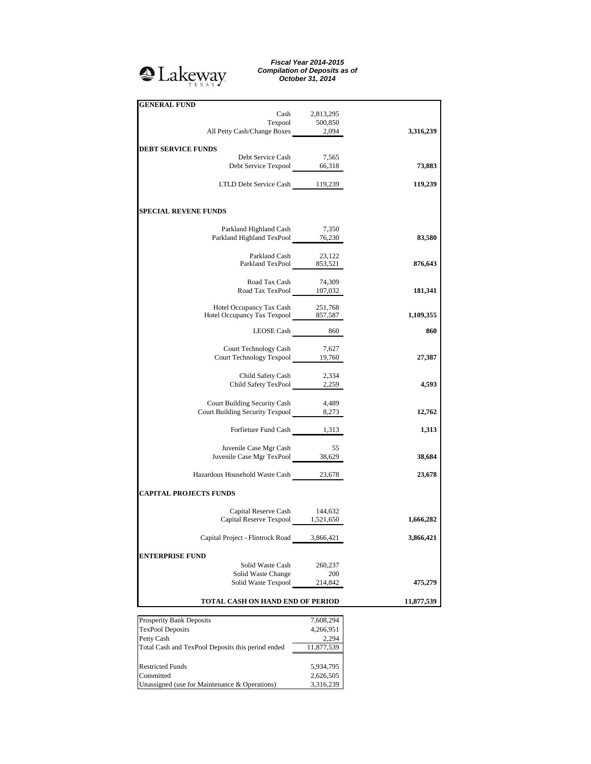Lakeway TEXAS

***Fiscal Year 2014-2015***
***Compilation of Deposits as of***
***October 31, 2014***

| | | |
|---|---|---|
| **GENERAL FUND** | | |
| Cash | 2,813,295 | |
| Texpool | 500,850 | |
| All Petty Cash/Change Boxes | 2,094 | **3,316,239** |
| **DEBT SERVICE FUNDS** | | |
| Debt Service Cash | 7,565 | |
| Debt Service Texpool | 66,318 | **73,883** |
| LTLD Debt Service Cash | 119,239 | **119,239** |
| **SPECIAL REVENE FUNDS** | | |
| Parkland Highland Cash | 7,350 | |
| Parkland Highland TexPool | 76,230 | **83,580** |
| Parkland Cash | 23,122 | |
| Parkland TexPool | 853,521 | **876,643** |
| Road Tax Cash | 74,309 | |
| Road Tax TexPool | 107,032 | **181,341** |
| Hotel Occupancy Tax Cash | 251,768 | |
| Hotel Occupancy Tax Texpool | 857,587 | **1,109,355** |
| LEOSE Cash | 860 | **860** |
| Court Technology Cash | 7,627 | |
| Court Technology Texpool | 19,760 | **27,387** |
| Child Safety Cash | 2,334 | |
| Child Safety TexPool | 2,259 | **4,593** |
| Court Building Security Cash | 4,489 | |
| Court Building Security Texpool | 8,273 | **12,762** |
| Forfieture Fund Cash | 1,313 | **1,313** |
| Juvenile Case Mgr Cash | 55 | |
| Juvenile Case Mgr TexPool | 38,629 | **38,684** |
| Hazardous Household Waste Cash | 23,678 | **23,678** |
| **CAPITAL PROJECTS FUNDS** | | |
| Capital Reserve Cash | 144,632 | |
| Capital Reserve Texpool | 1,521,650 | **1,666,282** |
| Capital Project - Flintrock Road | 3,866,421 | **3,866,421** |
| **ENTERPRISE FUND** | | |
| Solid Waste Cash | 260,237 | |
| Solid Waste Change | 200 | |
| Solid Waste Texpool | 214,842 | **475,279** |
| **TOTAL CASH ON HAND END OF PERIOD** | | **11,877,539** |

| | |
|---|---|
| Prosperity Bank Deposits | 7,608,294 |
| TexPool Deposits | 4,266,951 |
| Petty Cash | 2,294 |
| Total Cash and TexPool Deposits this period ended | 11,877,539 |
| | |
| Restricted Funds | 5,934,795 |
| Committed | 2,626,505 |
| Unassigned (use for Maintenance & Operations) | 3,316,239 |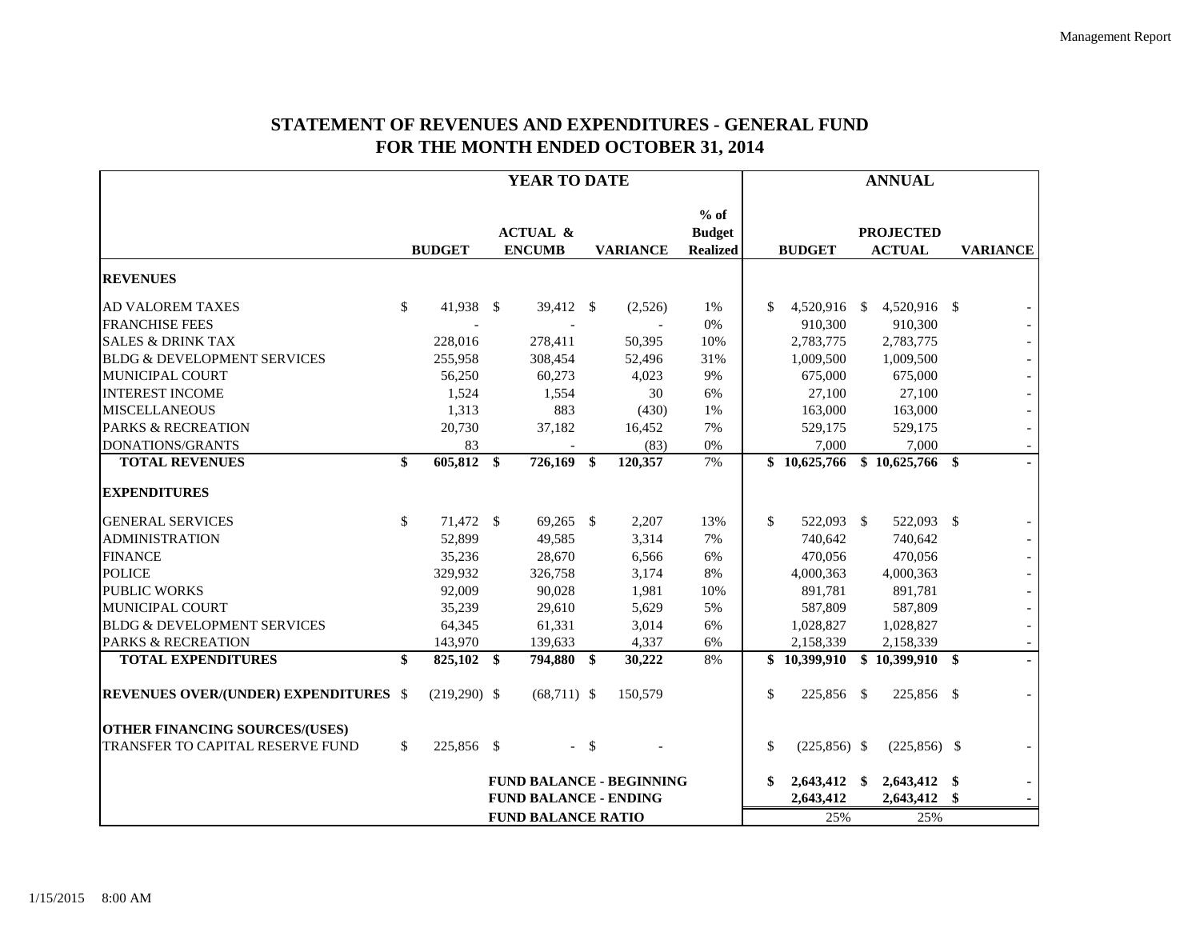# STATEMENT OF REVENUES AND EXPENDITURES - GENERAL FUND
## FOR THE MONTH ENDED OCTOBER 31, 2014

| | YEAR TO DATE | | | | ANNUAL | | |
|---|---|---|---|---|---|---|---|
| | BUDGET | ACTUAL & ENCUMB | VARIANCE | % of Budget Realized | BUDGET | PROJECTED ACTUAL | VARIANCE |
| **REVENUES** | | | | | | | |
| AD VALOREM TAXES | $ 41,938 | $ 39,412 | $ (2,526) | 1% | $ 4,520,916 | $ 4,520,916 | $ - |
| FRANCHISE FEES | - | - | - | 0% | 910,300 | 910,300 | - |
| SALES & DRINK TAX | 228,016 | 278,411 | 50,395 | 10% | 2,783,775 | 2,783,775 | - |
| BLDG & DEVELOPMENT SERVICES | 255,958 | 308,454 | 52,496 | 31% | 1,009,500 | 1,009,500 | - |
| MUNICIPAL COURT | 56,250 | 60,273 | 4,023 | 9% | 675,000 | 675,000 | - |
| INTEREST INCOME | 1,524 | 1,554 | 30 | 6% | 27,100 | 27,100 | - |
| MISCELLANEOUS | 1,313 | 883 | (430) | 1% | 163,000 | 163,000 | - |
| PARKS & RECREATION | 20,730 | 37,182 | 16,452 | 7% | 529,175 | 529,175 | - |
| DONATIONS/GRANTS | 83 | - | (83) | 0% | 7,000 | 7,000 | - |
| **TOTAL REVENUES** | **$ 605,812** | **$ 726,169** | **$ 120,357** | 7% | **$ 10,625,766** | **$ 10,625,766** | **$ -** |
| **EXPENDITURES** | | | | | | | |
| GENERAL SERVICES | $ 71,472 | $ 69,265 | $ 2,207 | 13% | $ 522,093 | $ 522,093 | $ - |
| ADMINISTRATION | 52,899 | 49,585 | 3,314 | 7% | 740,642 | 740,642 | - |
| FINANCE | 35,236 | 28,670 | 6,566 | 6% | 470,056 | 470,056 | - |
| POLICE | 329,932 | 326,758 | 3,174 | 8% | 4,000,363 | 4,000,363 | - |
| PUBLIC WORKS | 92,009 | 90,028 | 1,981 | 10% | 891,781 | 891,781 | - |
| MUNICIPAL COURT | 35,239 | 29,610 | 5,629 | 5% | 587,809 | 587,809 | - |
| BLDG & DEVELOPMENT SERVICES | 64,345 | 61,331 | 3,014 | 6% | 1,028,827 | 1,028,827 | - |
| PARKS & RECREATION | 143,970 | 139,633 | 4,337 | 6% | 2,158,339 | 2,158,339 | - |
| **TOTAL EXPENDITURES** | **$ 825,102** | **$ 794,880** | **$ 30,222** | 8% | **$ 10,399,910** | **$ 10,399,910** | **$ -** |
| **REVENUES OVER/(UNDER) EXPENDITURES** | $ (219,290) | $ (68,711) | $ 150,579 | | $ 225,856 | $ 225,856 | $ - |
| **OTHER FINANCING SOURCES/(USES)** | | | | | | | |
| TRANSFER TO CAPITAL RESERVE FUND | $ 225,856 | $ - | $ - | | $ (225,856) | $ (225,856) | $ - |
| | | **FUND BALANCE - BEGINNING** | | | **$ 2,643,412** | **$ 2,643,412** | **$ -** |
| | | **FUND BALANCE - ENDING** | | | **2,643,412** | **2,643,412** | **$ -** |
| | | **FUND BALANCE RATIO** | | | 25% | 25% | |